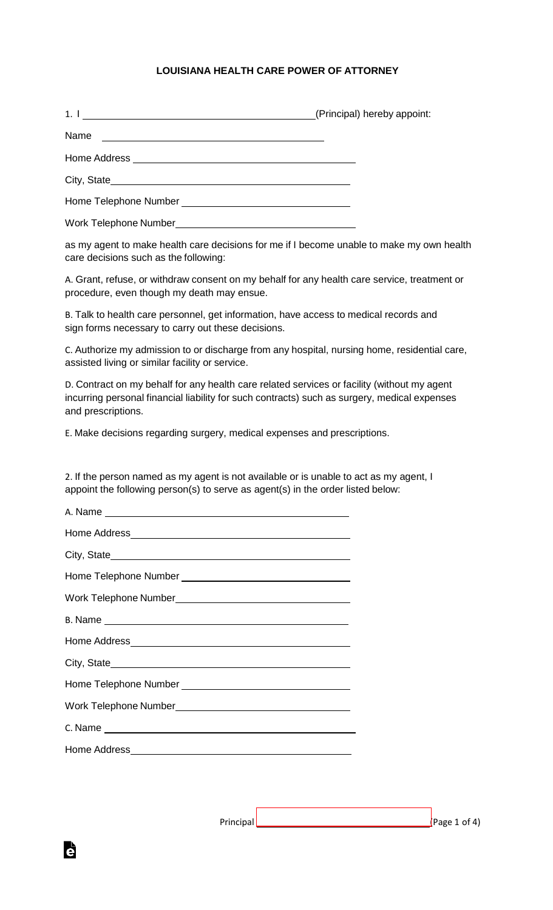# LOUISIANA HEALTH CARE POWER OF ATTORNEY

1. I ________________________________________ (Principal) hereby appoint:

Name ________________________________________

Home Address ________________________________________

City, State ________________________________________

Home Telephone Number ______________________________

Work Telephone Number ______________________________

as my agent to make health care decisions for me if I become unable to make my own health care decisions such as the following:

A. Grant, refuse, or withdraw consent on my behalf for any health care service, treatment or procedure, even though my death may ensue.

B. Talk to health care personnel, get information, have access to medical records and sign forms necessary to carry out these decisions.

C. Authorize my admission to or discharge from any hospital, nursing home, residential care, assisted living or similar facility or service.

D. Contract on my behalf for any health care related services or facility (without my agent incurring personal financial liability for such contracts) such as surgery, medical expenses and prescriptions.

E. Make decisions regarding surgery, medical expenses and prescriptions.

2. If the person named as my agent is not available or is unable to act as my agent, I appoint the following person(s) to serve as agent(s) in the order listed below:

A. Name ________________________________________

Home Address ________________________________________

City, State ________________________________________

Home Telephone Number ______________________________

Work Telephone Number ______________________________

B. Name ________________________________________

Home Address ________________________________________

City, State ________________________________________

Home Telephone Number ______________________________

Work Telephone Number ______________________________

C. Name ________________________________________

Home Address ________________________________________

Principal ______________________________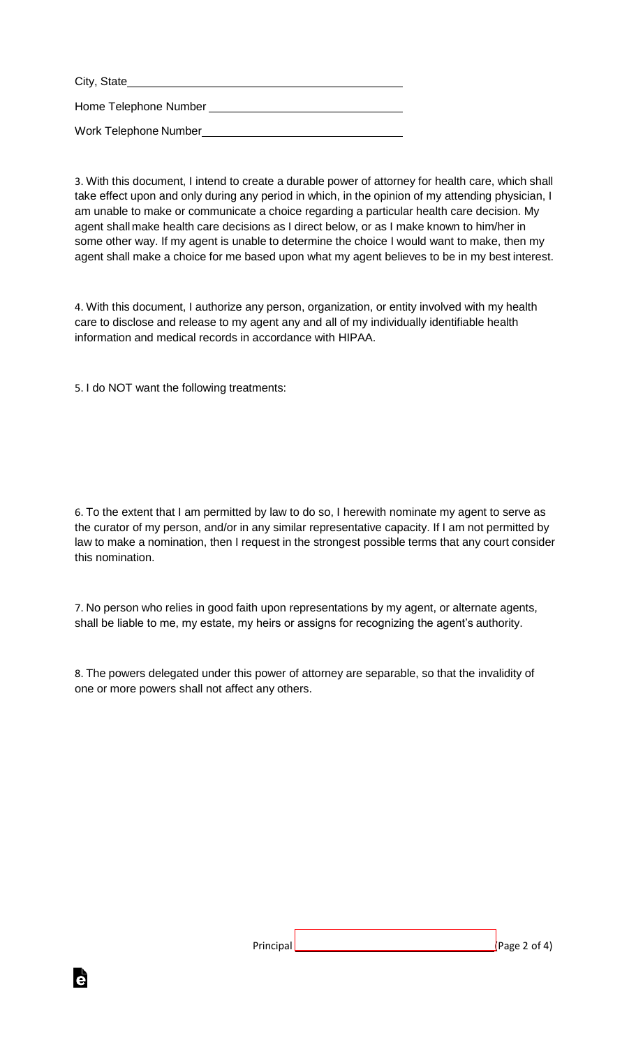City, State\_\_\_\_\_\_\_\_\_\_\_\_\_\_\_\_\_\_\_\_\_\_\_\_\_\_\_\_\_\_\_\_\_\_\_\_\_\_\_\_

Home Telephone Number \_\_\_\_\_\_\_\_\_\_\_\_\_\_\_\_\_\_\_\_\_\_\_\_\_\_\_\_\_\_

Work Telephone Number\_\_\_\_\_\_\_\_\_\_\_\_\_\_\_\_\_\_\_\_\_\_\_\_\_\_\_\_\_\_

3. With this document, I intend to create a durable power of attorney for health care, which shall take effect upon and only during any period in which, in the opinion of my attending physician, I am unable to make or communicate a choice regarding a particular health care decision. My agent shall make health care decisions as I direct below, or as I make known to him/her in some other way. If my agent is unable to determine the choice I would want to make, then my agent shall make a choice for me based upon what my agent believes to be in my best interest.

4. With this document, I authorize any person, organization, or entity involved with my health care to disclose and release to my agent any and all of my individually identifiable health information and medical records in accordance with HIPAA.

5. I do NOT want the following treatments:

6. To the extent that I am permitted by law to do so, I herewith nominate my agent to serve as the curator of my person, and/or in any similar representative capacity. If I am not permitted by law to make a nomination, then I request in the strongest possible terms that any court consider this nomination.

7. No person who relies in good faith upon representations by my agent, or alternate agents, shall be liable to me, my estate, my heirs or assigns for recognizing the agent's authority.

8. The powers delegated under this power of attorney are separable, so that the invalidity of one or more powers shall not affect any others.

Principal \_\_\_\_\_\_\_\_\_\_\_\_\_\_\_\_\_\_\_\_\_\_\_\_\_\_\_\_\_\_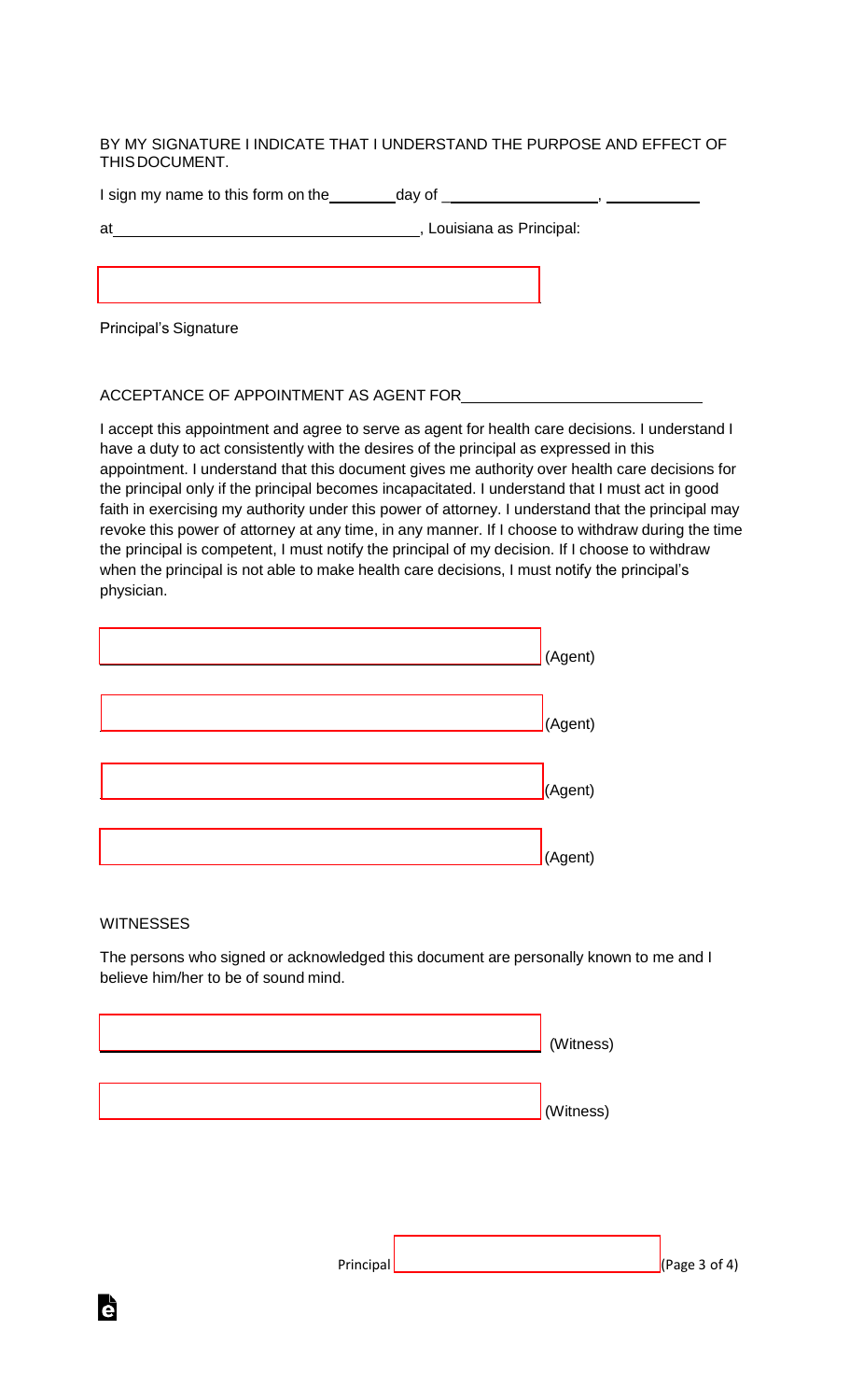BY MY SIGNATURE I INDICATE THAT I UNDERSTAND THE PURPOSE AND EFFECT OF THIS DOCUMENT.

I sign my name to this form on the ________ day of __________________, ___________

at ___________________________________, Louisiana as Principal:

_______________________________________

Principal's Signature

ACCEPTANCE OF APPOINTMENT AS AGENT FOR ___________________________

I accept this appointment and agree to serve as agent for health care decisions. I understand I have a duty to act consistently with the desires of the principal as expressed in this appointment. I understand that this document gives me authority over health care decisions for the principal only if the principal becomes incapacitated. I understand that I must act in good faith in exercising my authority under this power of attorney. I understand that the principal may revoke this power of attorney at any time, in any manner. If I choose to withdraw during the time the principal is competent, I must notify the principal of my decision. If I choose to withdraw when the principal is not able to make health care decisions, I must notify the principal's physician.

_______________________________________ (Agent)

_______________________________________ (Agent)

_______________________________________ (Agent)

_______________________________________ (Agent)

WITNESSES

The persons who signed or acknowledged this document are personally known to me and I believe him/her to be of sound mind.

_______________________________________ (Witness)

_______________________________________ (Witness)

Principal _______________________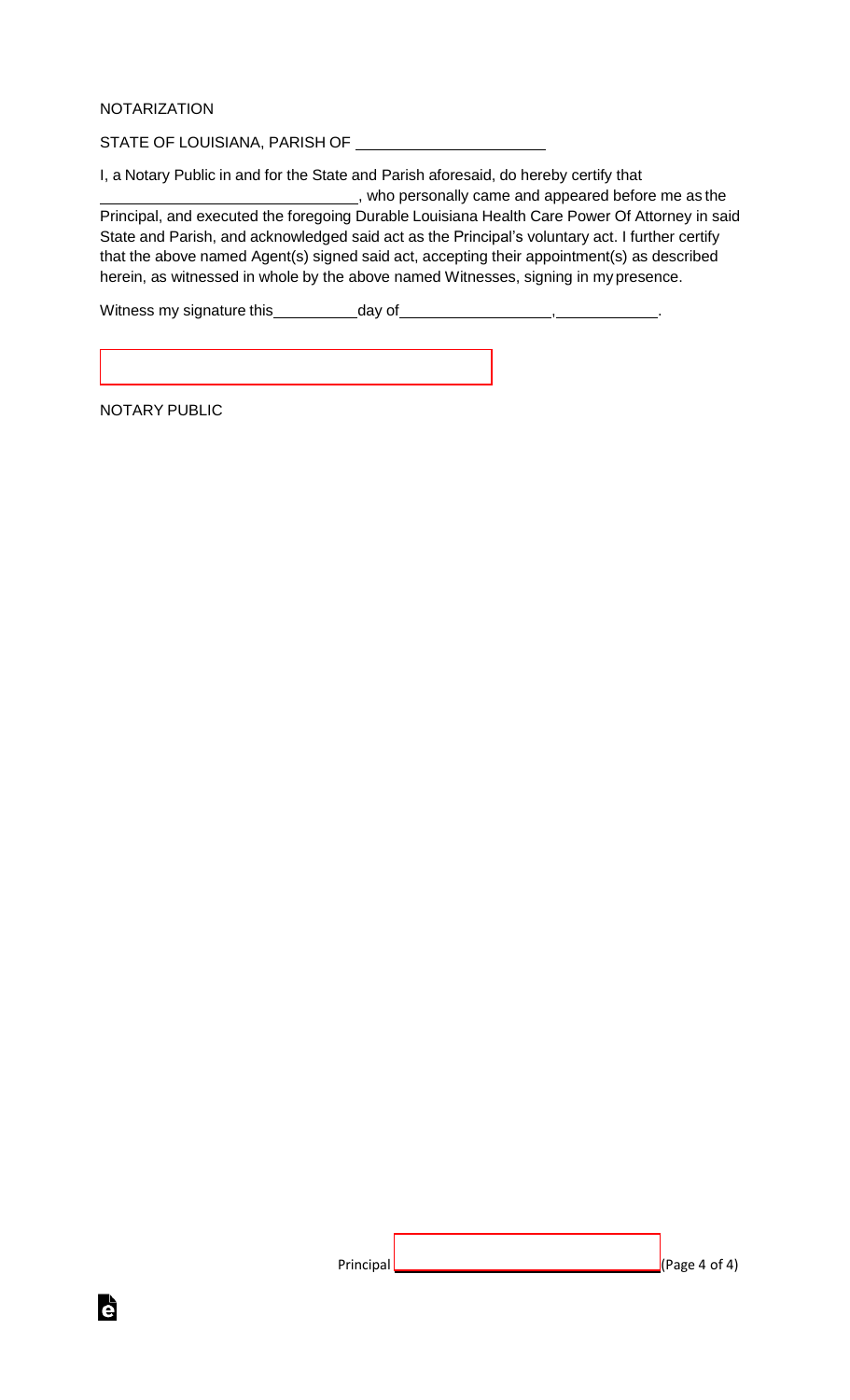NOTARIZATION

STATE OF LOUISIANA, PARISH OF ______________________

I, a Notary Public in and for the State and Parish aforesaid, do hereby certify that ______________________________, who personally came and appeared before me as the Principal, and executed the foregoing Durable Louisiana Health Care Power Of Attorney in said State and Parish, and acknowledged said act as the Principal's voluntary act. I further certify that the above named Agent(s) signed said act, accepting their appointment(s) as described herein, as witnessed in whole by the above named Witnesses, signing in my presence.

Witness my signature this __________ day of __________________, ____________.

______________________________

NOTARY PUBLIC

Principal ______________________________